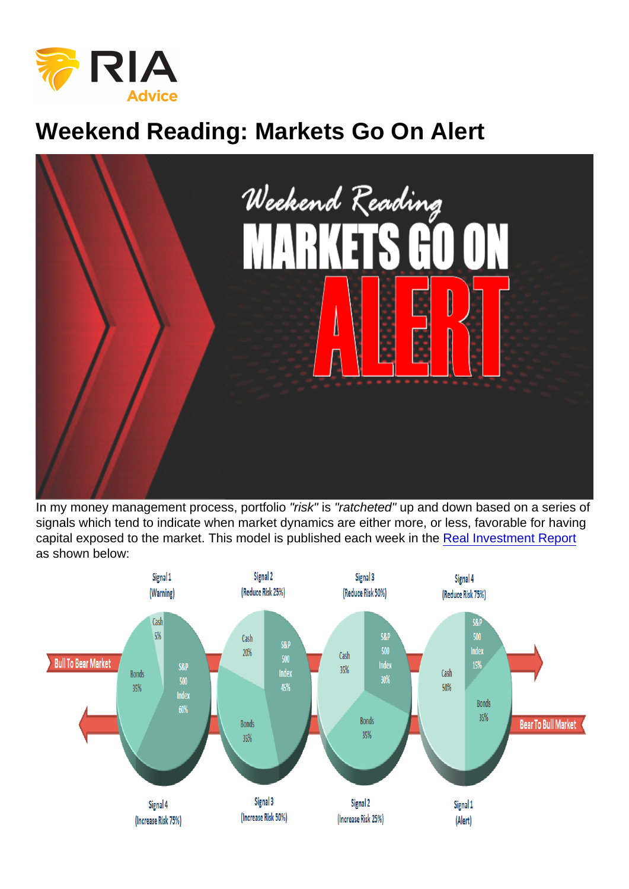# Weekend Reading: Markets Go On Alert

In my money management process, portfolio *"risk"* is *"ratcheted"* up and down based on a series of signals which tend to indicate when market dynamics are either more, or less, favorable for having capital exposed to the market. This model is published each week in the [Real Investment Report](#) as shown below: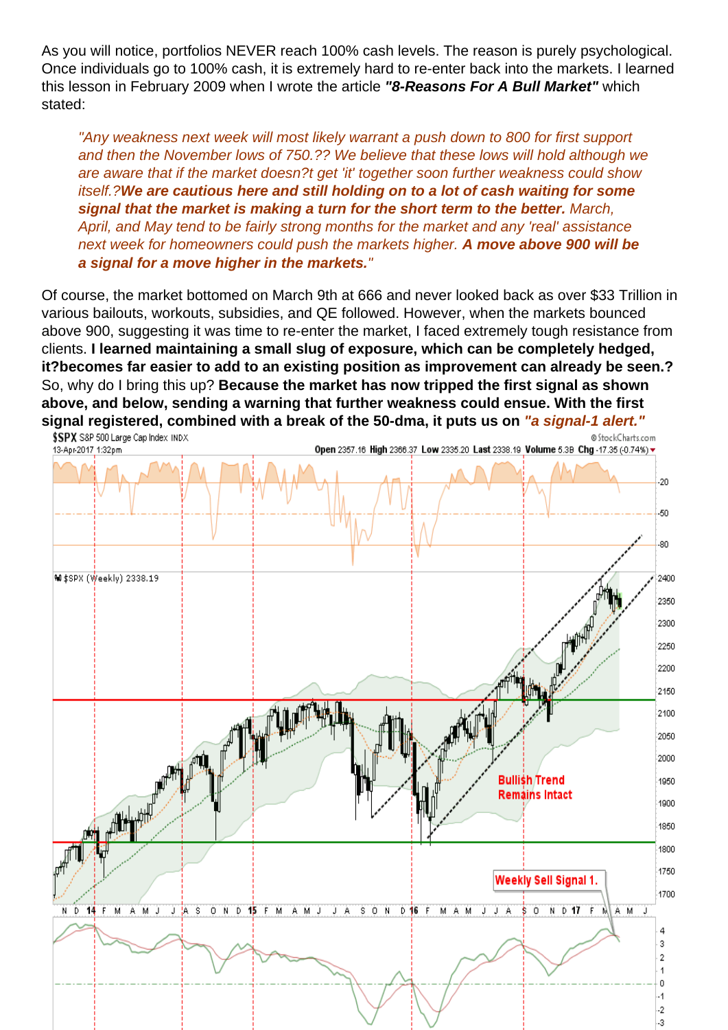As you will notice, portfolios NEVER reach 100% cash levels. The reason is purely psychological. Once individuals go to 100% cash, it is extremely hard to re-enter back into the markets. I learned this lesson in February 2009 when I wrote the article ***"8-Reasons For A Bull Market"*** which stated:

> *"Any weakness next week will most likely warrant a push down to 800 for first support and then the November lows of 750.?? We believe that these lows will hold although we are aware that if the market doesn?t get 'it' together soon further weakness could show itself.?**We are cautious here and still holding on to a lot of cash waiting for some signal that the market is making a turn for the short term to the better.** March, April, and May tend to be fairly strong months for the market and any 'real' assistance next week for homeowners could push the markets higher. **A move above 900 will be a signal for a move higher in the markets.**"*

Of course, the market bottomed on March 9th at 666 and never looked back as over $33 Trillion in various bailouts, workouts, subsidies, and QE followed. However, when the markets bounced above 900, suggesting it was time to re-enter the market, I faced extremely tough resistance from clients. **I learned maintaining a small slug of exposure, which can be completely hedged, it?becomes far easier to add to an existing position as improvement can already be seen.?** So, why do I bring this up? **Because the market has now tripped the first signal as shown above, and below, sending a warning that further weakness could ensue. With the first signal registered, combined with a break of the 50-dma, it puts us on *"a signal-1 alert."***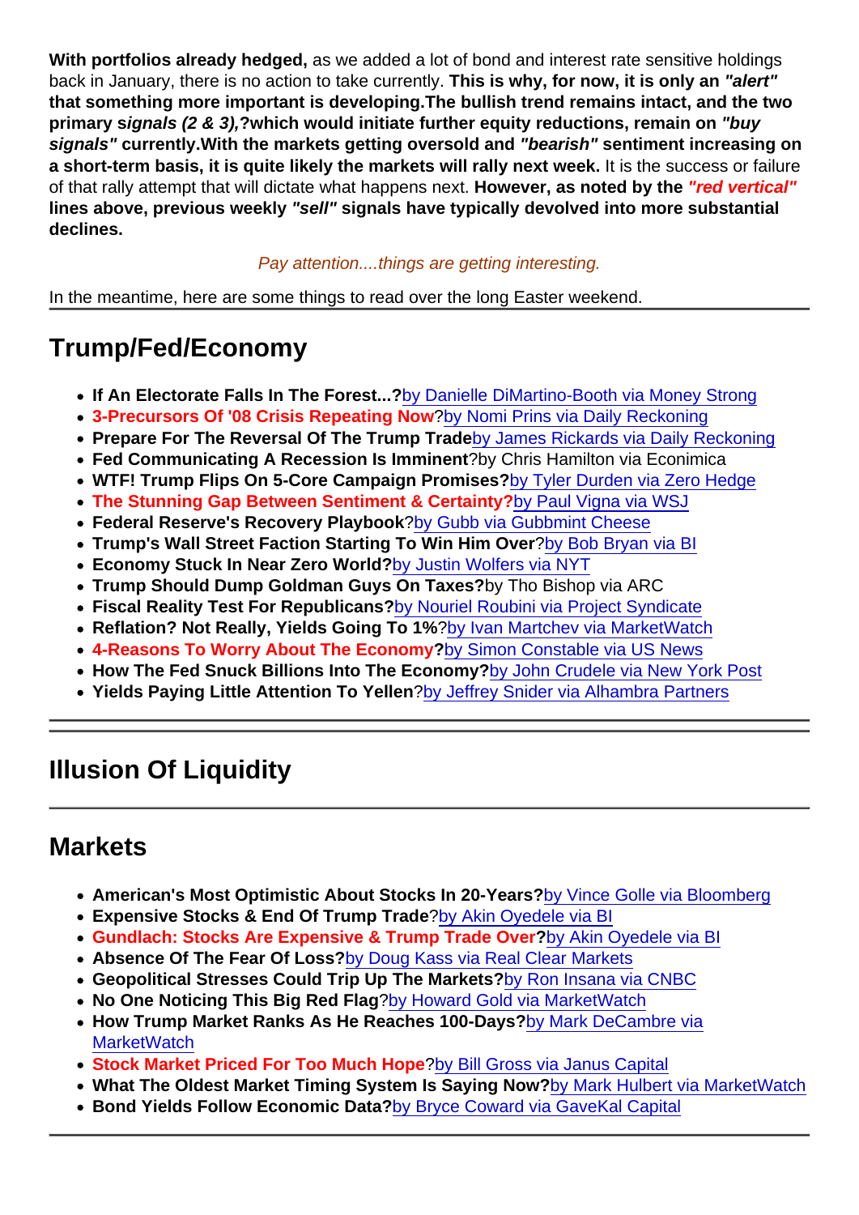**With portfolios already hedged,** as we added a lot of bond and interest rate sensitive holdings back in January, there is no action to take currently. **This is why, for now, it is only an *"alert"* that something more important is developing.The bullish trend remains intact, and the two primary s*ignals (2 & 3),*?which would initiate further equity reductions, remain on *"buy signals"* currently.With the markets getting oversold and *"bearish"* sentiment increasing on a short-term basis, it is quite likely the markets will rally next week.** It is the success or failure of that rally attempt that will dictate what happens next. **However, as noted by the *"red vertical"* lines above, previous weekly *"sell"* signals have typically devolved into more substantial declines.**

*Pay attention....things are getting interesting.*

In the meantime, here are some things to read over the long Easter weekend.

---

## Trump/Fed/Economy

- **If An Electorate Falls In The Forest...?**by Danielle DiMartino-Booth via Money Strong
- **3-Precursors Of '08 Crisis Repeating Now**?by Nomi Prins via Daily Reckoning
- **Prepare For The Reversal Of The Trump Trade**by James Rickards via Daily Reckoning
- **Fed Communicating A Recession Is Imminent**?by Chris Hamilton via Econimica
- **WTF! Trump Flips On 5-Core Campaign Promises?**by Tyler Durden via Zero Hedge
- **The Stunning Gap Between Sentiment & Certainty?**by Paul Vigna via WSJ
- **Federal Reserve's Recovery Playbook**?by Gubb via Gubbmint Cheese
- **Trump's Wall Street Faction Starting To Win Him Over**?by Bob Bryan via BI
- **Economy Stuck In Near Zero World?**by Justin Wolfers via NYT
- **Trump Should Dump Goldman Guys On Taxes?**by Tho Bishop via ARC
- **Fiscal Reality Test For Republicans?**by Nouriel Roubini via Project Syndicate
- **Reflation? Not Really, Yields Going To 1%**?by Ivan Martchev via MarketWatch
- **4-Reasons To Worry About The Economy?**by Simon Constable via US News
- **How The Fed Snuck Billions Into The Economy?**by John Crudele via New York Post
- **Yields Paying Little Attention To Yellen**?by Jeffrey Snider via Alhambra Partners

---

## Illusion Of Liquidity

---

## Markets

- **American's Most Optimistic About Stocks In 20-Years?**by Vince Golle via Bloomberg
- **Expensive Stocks & End Of Trump Trade**?by Akin Oyedele via BI
- **Gundlach: Stocks Are Expensive & Trump Trade Over?**by Akin Oyedele via BI
- **Absence Of The Fear Of Loss?**by Doug Kass via Real Clear Markets
- **Geopolitical Stresses Could Trip Up The Markets?**by Ron Insana via CNBC
- **No One Noticing This Big Red Flag**?by Howard Gold via MarketWatch
- **How Trump Market Ranks As He Reaches 100-Days?**by Mark DeCambre via MarketWatch
- **Stock Market Priced For Too Much Hope**?by Bill Gross via Janus Capital
- **What The Oldest Market Timing System Is Saying Now?**by Mark Hulbert via MarketWatch
- **Bond Yields Follow Economic Data?**by Bryce Coward via GaveKal Capital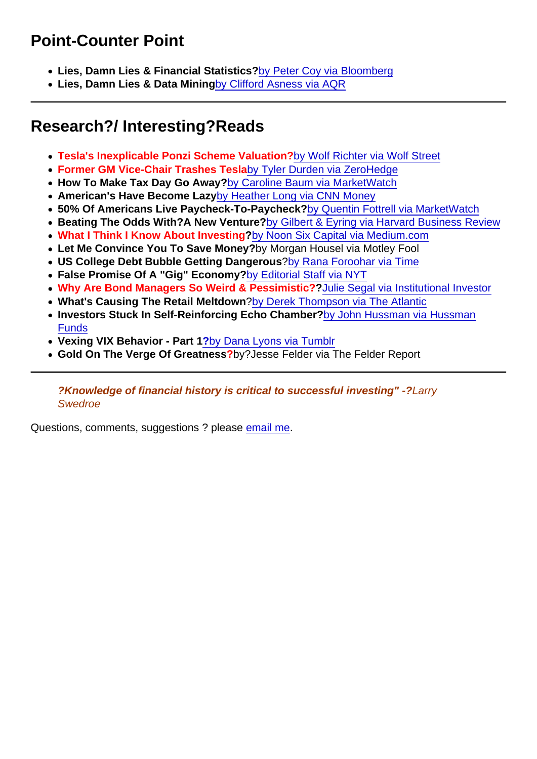## Point-Counter Point

- **Lies, Damn Lies & Financial Statistics?**by Peter Coy via Bloomberg
- **Lies, Damn Lies & Data Mining**by Clifford Asness via AQR

---

## Research?/ Interesting?Reads

- **Tesla's Inexplicable Ponzi Scheme Valuation?**by Wolf Richter via Wolf Street
- **Former GM Vice-Chair Trashes Tesla**by Tyler Durden via ZeroHedge
- **How To Make Tax Day Go Away?**by Caroline Baum via MarketWatch
- **American's Have Become Lazy**by Heather Long via CNN Money
- **50% Of Americans Live Paycheck-To-Paycheck?**by Quentin Fottrell via MarketWatch
- **Beating The Odds With?A New Venture?**by Gilbert & Eyring via Harvard Business Review
- **What I Think I Know About Investing?**by Noon Six Capital via Medium.com
- **Let Me Convince You To Save Money?**by Morgan Housel via Motley Fool
- **US College Debt Bubble Getting Dangerous**?by Rana Foroohar via Time
- **False Promise Of A "Gig" Economy?**by Editorial Staff via NYT
- **Why Are Bond Managers So Weird & Pessimistic??**Julie Segal via Institutional Investor
- **What's Causing The Retail Meltdown**?by Derek Thompson via The Atlantic
- **Investors Stuck In Self-Reinforcing Echo Chamber?**by John Hussman via Hussman Funds
- **Vexing VIX Behavior - Part 1?**by Dana Lyons via Tumblr
- **Gold On The Verge Of Greatness?**by?Jesse Felder via The Felder Report

---

> ***?Knowledge of financial history is critical to successful investing" -?****Larry Swedroe*

Questions, comments, suggestions ? please email me.